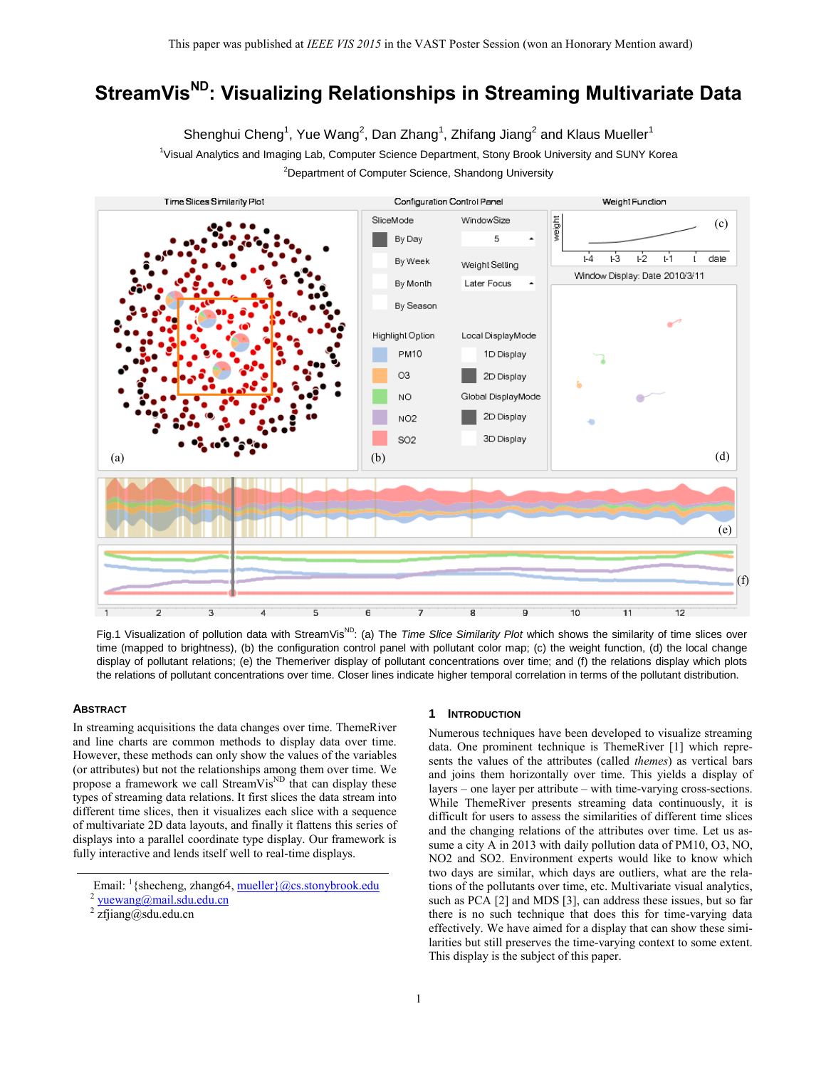This paper was published at *IEEE VIS 2015* in the VAST Poster Session (won an Honorary Mention award)

# StreamVis[ND]: Visualizing Relationships in Streaming Multivariate Data

Shenghui Cheng[1], Yue Wang[2], Dan Zhang[1], Zhifang Jiang[2] and Klaus Mueller[1]

[1]Visual Analytics and Imaging Lab, Computer Science Department, Stony Brook University and SUNY Korea

[2]Department of Computer Science, Shandong University

Fig.1 Visualization of pollution data with StreamVis[ND]: (a) The *Time Slice Similarity Plot* which shows the similarity of time slices over time (mapped to brightness), (b) the configuration control panel with pollutant color map; (c) the weight function, (d) the local change display of pollutant relations; (e) the Themeriver display of pollutant concentrations over time; and (f) the relations display which plots the relations of pollutant concentrations over time. Closer lines indicate higher temporal correlation in terms of the pollutant distribution.

## Abstract

In streaming acquisitions the data changes over time. ThemeRiver and line charts are common methods to display data over time. However, these methods can only show the values of the variables (or attributes) but not the relationships among them over time. We propose a framework we call StreamVis[ND] that can display these types of streaming data relations. It first slices the data stream into different time slices, then it visualizes each slice with a sequence of multivariate 2D data layouts, and finally it flattens this series of displays into a parallel coordinate type display. Our framework is fully interactive and lends itself well to real-time displays.

Email: [1]{shecheng, zhang64, mueller}@cs.stonybrook.edu
[2] yuewang@mail.sdu.edu.cn
[2] zfjiang@sdu.edu.cn

## 1 Introduction

Numerous techniques have been developed to visualize streaming data. One prominent technique is ThemeRiver [1] which represents the values of the attributes (called *themes*) as vertical bars and joins them horizontally over time. This yields a display of layers – one layer per attribute – with time-varying cross-sections. While ThemeRiver presents streaming data continuously, it is difficult for users to assess the similarities of different time slices and the changing relations of the attributes over time. Let us assume a city A in 2013 with daily pollution data of PM10, O3, NO, NO2 and SO2. Environment experts would like to know which two days are similar, which days are outliers, what are the relations of the pollutants over time, etc. Multivariate visual analytics, such as PCA [2] and MDS [3], can address these issues, but so far there is no such technique that does this for time-varying data effectively. We have aimed for a display that can show these similarities but still preserves the time-varying context to some extent. This display is the subject of this paper.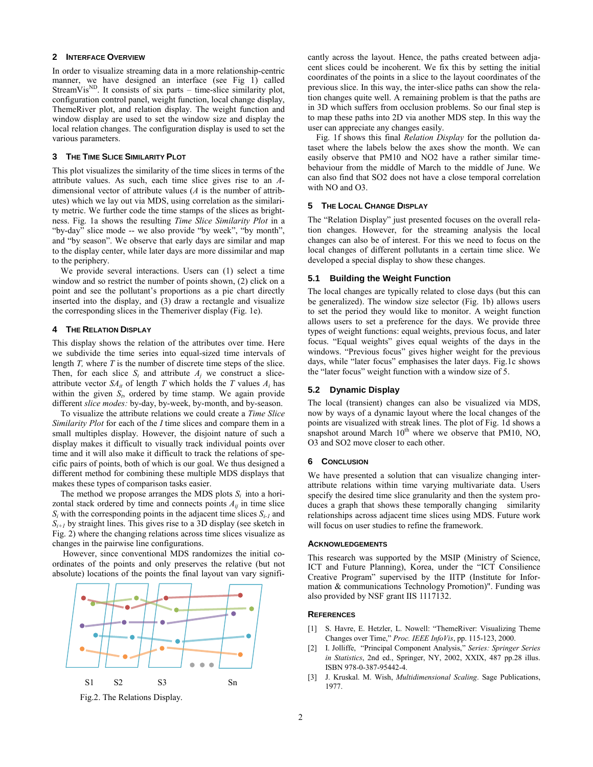## 2 Interface Overview

In order to visualize streaming data in a more relationship-centric manner, we have designed an interface (see Fig 1) called StreamVis[ND]. It consists of six parts – time-slice similarity plot, configuration control panel, weight function, local change display, ThemeRiver plot, and relation display. The weight function and window display are used to set the window size and display the local relation changes. The configuration display is used to set the various parameters.

## 3 The Time Slice Similarity Plot

This plot visualizes the similarity of the time slices in terms of the attribute values. As such, each time slice gives rise to an *A*-dimensional vector of attribute values (*A* is the number of attributes) which we lay out via MDS, using correlation as the similarity metric. We further code the time stamps of the slices as brightness. Fig. 1a shows the resulting *Time Slice Similarity Plot* in a "by-day" slice mode -- we also provide "by week", "by month", and "by season". We observe that early days are similar and map to the display center, while later days are more dissimilar and map to the periphery.

We provide several interactions. Users can (1) select a time window and so restrict the number of points shown, (2) click on a point and see the pollutant's proportions as a pie chart directly inserted into the display, and (3) draw a rectangle and visualize the corresponding slices in the Themeriver display (Fig. 1e).

## 4 The Relation Display

This display shows the relation of the attributes over time. Here we subdivide the time series into equal-sized time intervals of length *T,* where *T* is the number of discrete time steps of the slice. Then, for each slice $S_t$ and attribute $A_j$ we construct a slice-attribute vector $SA_{it}$ of length *T* which holds the *T* values $A_i$ has within the given $S_t$, ordered by time stamp. We again provide different *slice modes:* by-day, by-week, by-month, and by-season.

To visualize the attribute relations we could create a *Time Slice Similarity Plot* for each of the *I* time slices and compare them in a small multiples display. However, the disjoint nature of such a display makes it difficult to visually track individual points over time and it will also make it difficult to track the relations of specific pairs of points, both of which is our goal. We thus designed a different method for combining these multiple MDS displays that makes these types of comparison tasks easier.

The method we propose arranges the MDS plots $S_i$ into a horizontal stack ordered by time and connects points $A_{ij}$ in time slice $S_i$ with the corresponding points in the adjacent time slices $S_{i-1}$ and $S_{i+1}$ by straight lines. This gives rise to a 3D display (see sketch in Fig. 2) where the changing relations across time slices visualize as changes in the pairwise line configurations.

However, since conventional MDS randomizes the initial coordinates of the points and only preserves the relative (but not absolute) locations of the points the final layout van vary significantly across the layout. Hence, the paths created between adjacent slices could be incoherent. We fix this by setting the initial coordinates of the points in a slice to the layout coordinates of the previous slice. In this way, the inter-slice paths can show the relation changes quite well. A remaining problem is that the paths are in 3D which suffers from occlusion problems. So our final step is to map these paths into 2D via another MDS step. In this way the user can appreciate any changes easily.

S1 S2 S3 Sn

Fig.2. The Relations Display.

Fig. 1f shows this final *Relation Display* for the pollution dataset where the labels below the axes show the month. We can easily observe that PM10 and NO2 have a rather similar time-behaviour from the middle of March to the middle of June. We can also find that SO2 does not have a close temporal correlation with NO and O3.

## 5 The Local Change Display

The "Relation Display" just presented focuses on the overall relation changes. However, for the streaming analysis the local changes can also be of interest. For this we need to focus on the local changes of different pollutants in a certain time slice. We developed a special display to show these changes.

### 5.1 Building the Weight Function

The local changes are typically related to close days (but this can be generalized). The window size selector (Fig. 1b) allows users to set the period they would like to monitor. A weight function allows users to set a preference for the days. We provide three types of weight functions: equal weights, previous focus, and later focus. "Equal weights" gives equal weights of the days in the windows. "Previous focus" gives higher weight for the previous days, while "later focus" emphasises the later days. Fig.1c shows the "later focus" weight function with a window size of 5.

### 5.2 Dynamic Display

The local (transient) changes can also be visualized via MDS, now by ways of a dynamic layout where the local changes of the points are visualized with streak lines. The plot of Fig. 1d shows a snapshot around March 10th where we observe that PM10, NO, O3 and SO2 move closer to each other.

## 6 Conclusion

We have presented a solution that can visualize changing inter-attribute relations within time varying multivariate data. Users specify the desired time slice granularity and then the system produces a graph that shows these temporally changing similarity relationships across adjacent time slices using MDS. Future work will focus on user studies to refine the framework.

## Acknowledgements

This research was supported by the MSIP (Ministry of Science, ICT and Future Planning), Korea, under the "ICT Consilience Creative Program" supervised by the IITP (Institute for Information & communications Technology Promotion)". Funding was also provided by NSF grant IIS 1117132.

## References

[1] S. Havre, E. Hetzler, L. Nowell: "ThemeRiver: Visualizing Theme Changes over Time," *Proc. IEEE InfoVis*, pp. 115-123, 2000.

[2] I. Jolliffe, "Principal Component Analysis," *Series: Springer Series in Statistics*, 2nd ed., Springer, NY, 2002, XXIX, 487 pp.28 illus. ISBN 978-0-387-95442-4.

[3] J. Kruskal. M. Wish, *Multidimensional Scaling*. Sage Publications, 1977.